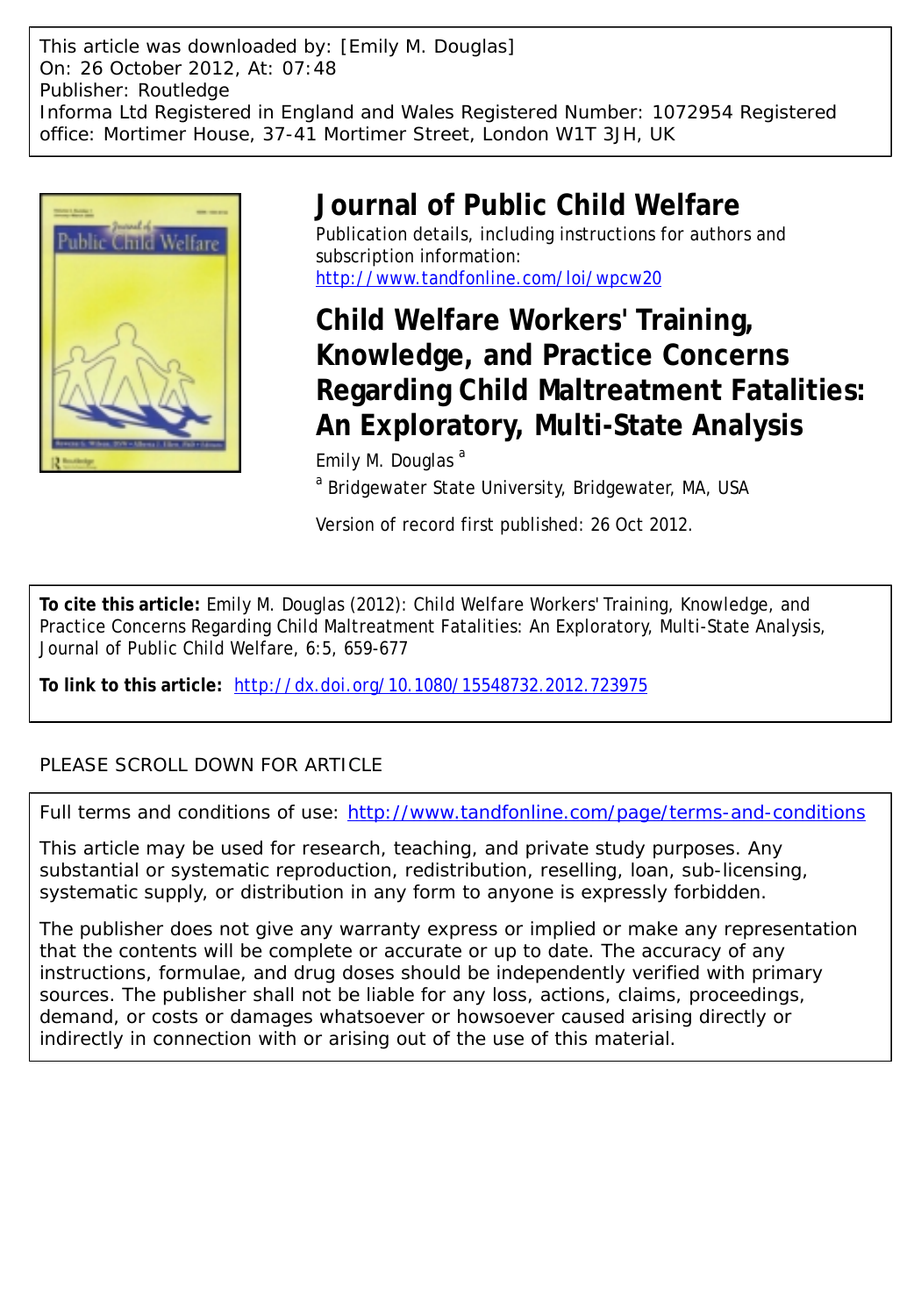This article was downloaded by: [Emily M. Douglas]
On: 26 October 2012, At: 07:48
Publisher: Routledge
Informa Ltd Registered in England and Wales Registered Number: 1072954 Registered office: Mortimer House, 37-41 Mortimer Street, London W1T 3JH, UK

# Journal of Public Child Welfare

Publication details, including instructions for authors and subscription information:
http://www.tandfonline.com/loi/wpcw20

## Child Welfare Workers' Training, Knowledge, and Practice Concerns Regarding Child Maltreatment Fatalities: An Exploratory, Multi-State Analysis

Emily M. Douglas [a]

[a] Bridgewater State University, Bridgewater, MA, USA

Version of record first published: 26 Oct 2012.

**To cite this article:** Emily M. Douglas (2012): Child Welfare Workers' Training, Knowledge, and Practice Concerns Regarding Child Maltreatment Fatalities: An Exploratory, Multi-State Analysis, Journal of Public Child Welfare, 6:5, 659-677

**To link to this article:** http://dx.doi.org/10.1080/15548732.2012.723975

PLEASE SCROLL DOWN FOR ARTICLE

Full terms and conditions of use: http://www.tandfonline.com/page/terms-and-conditions

This article may be used for research, teaching, and private study purposes. Any substantial or systematic reproduction, redistribution, reselling, loan, sub-licensing, systematic supply, or distribution in any form to anyone is expressly forbidden.

The publisher does not give any warranty express or implied or make any representation that the contents will be complete or accurate or up to date. The accuracy of any instructions, formulae, and drug doses should be independently verified with primary sources. The publisher shall not be liable for any loss, actions, claims, proceedings, demand, or costs or damages whatsoever or howsoever caused arising directly or indirectly in connection with or arising out of the use of this material.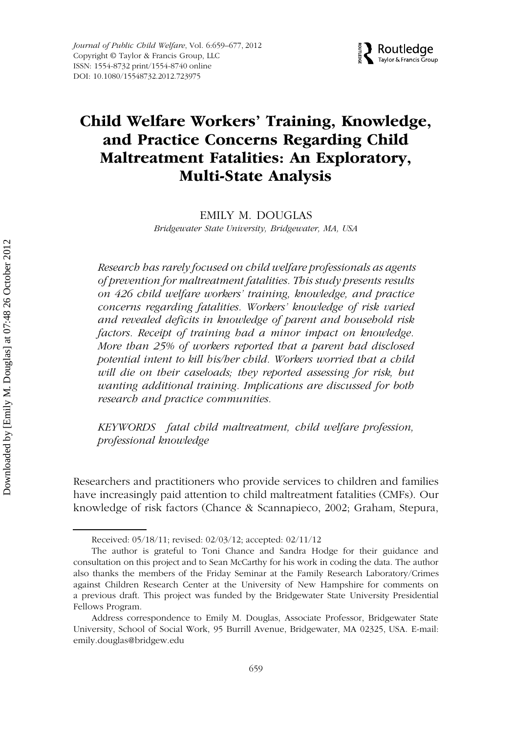# Child Welfare Workers' Training, Knowledge, and Practice Concerns Regarding Child Maltreatment Fatalities: An Exploratory, Multi-State Analysis

EMILY M. DOUGLAS

*Bridgewater State University, Bridgewater, MA, USA*

*Research has rarely focused on child welfare professionals as agents of prevention for maltreatment fatalities. This study presents results on 426 child welfare workers' training, knowledge, and practice concerns regarding fatalities. Workers' knowledge of risk varied and revealed deficits in knowledge of parent and household risk factors. Receipt of training had a minor impact on knowledge. More than 25% of workers reported that a parent had disclosed potential intent to kill his/her child. Workers worried that a child will die on their caseloads; they reported assessing for risk, but wanting additional training. Implications are discussed for both research and practice communities.*

*KEYWORDS fatal child maltreatment, child welfare profession, professional knowledge*

Researchers and practitioners who provide services to children and families have increasingly paid attention to child maltreatment fatalities (CMFs). Our knowledge of risk factors (Chance & Scannapieco, 2002; Graham, Stepura,

---

Received: 05/18/11; revised: 02/03/12; accepted: 02/11/12

The author is grateful to Toni Chance and Sandra Hodge for their guidance and consultation on this project and to Sean McCarthy for his work in coding the data. The author also thanks the members of the Friday Seminar at the Family Research Laboratory/Crimes against Children Research Center at the University of New Hampshire for comments on a previous draft. This project was funded by the Bridgewater State University Presidential Fellows Program.

Address correspondence to Emily M. Douglas, Associate Professor, Bridgewater State University, School of Social Work, 95 Burrill Avenue, Bridgewater, MA 02325, USA. E-mail: emily.douglas@bridgew.edu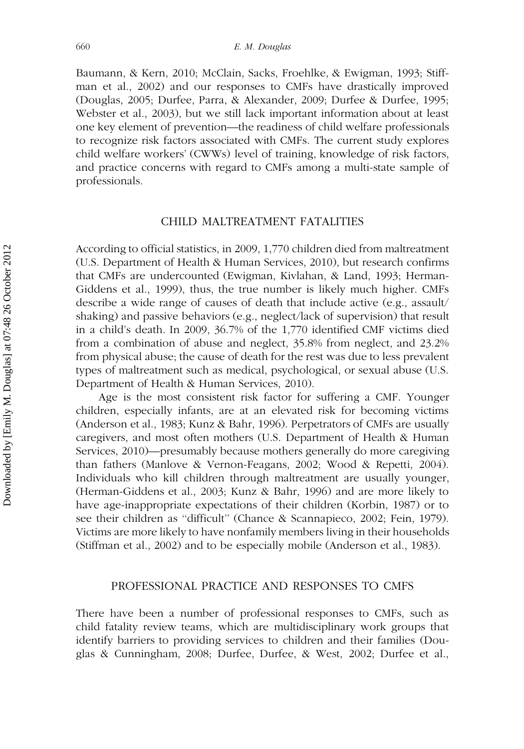Baumann, & Kern, 2010; McClain, Sacks, Froehlke, & Ewigman, 1993; Stiffman et al., 2002) and our responses to CMFs have drastically improved (Douglas, 2005; Durfee, Parra, & Alexander, 2009; Durfee & Durfee, 1995; Webster et al., 2003), but we still lack important information about at least one key element of prevention—the readiness of child welfare professionals to recognize risk factors associated with CMFs. The current study explores child welfare workers' (CWWs) level of training, knowledge of risk factors, and practice concerns with regard to CMFs among a multi-state sample of professionals.

## CHILD MALTREATMENT FATALITIES

According to official statistics, in 2009, 1,770 children died from maltreatment (U.S. Department of Health & Human Services, 2010), but research confirms that CMFs are undercounted (Ewigman, Kivlahan, & Land, 1993; Herman-Giddens et al., 1999), thus, the true number is likely much higher. CMFs describe a wide range of causes of death that include active (e.g., assault/shaking) and passive behaviors (e.g., neglect/lack of supervision) that result in a child's death. In 2009, 36.7% of the 1,770 identified CMF victims died from a combination of abuse and neglect, 35.8% from neglect, and 23.2% from physical abuse; the cause of death for the rest was due to less prevalent types of maltreatment such as medical, psychological, or sexual abuse (U.S. Department of Health & Human Services, 2010).

Age is the most consistent risk factor for suffering a CMF. Younger children, especially infants, are at an elevated risk for becoming victims (Anderson et al., 1983; Kunz & Bahr, 1996). Perpetrators of CMFs are usually caregivers, and most often mothers (U.S. Department of Health & Human Services, 2010)—presumably because mothers generally do more caregiving than fathers (Manlove & Vernon-Feagans, 2002; Wood & Repetti, 2004). Individuals who kill children through maltreatment are usually younger, (Herman-Giddens et al., 2003; Kunz & Bahr, 1996) and are more likely to have age-inappropriate expectations of their children (Korbin, 1987) or to see their children as "difficult" (Chance & Scannapieco, 2002; Fein, 1979). Victims are more likely to have nonfamily members living in their households (Stiffman et al., 2002) and to be especially mobile (Anderson et al., 1983).

## PROFESSIONAL PRACTICE AND RESPONSES TO CMFS

There have been a number of professional responses to CMFs, such as child fatality review teams, which are multidisciplinary work groups that identify barriers to providing services to children and their families (Douglas & Cunningham, 2008; Durfee, Durfee, & West, 2002; Durfee et al.,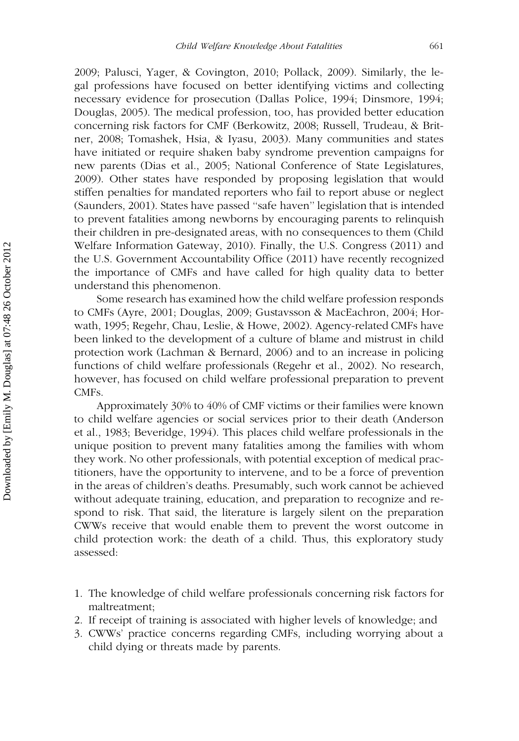2009; Palusci, Yager, & Covington, 2010; Pollack, 2009). Similarly, the legal professions have focused on better identifying victims and collecting necessary evidence for prosecution (Dallas Police, 1994; Dinsmore, 1994; Douglas, 2005). The medical profession, too, has provided better education concerning risk factors for CMF (Berkowitz, 2008; Russell, Trudeau, & Britner, 2008; Tomashek, Hsia, & Iyasu, 2003). Many communities and states have initiated or require shaken baby syndrome prevention campaigns for new parents (Dias et al., 2005; National Conference of State Legislatures, 2009). Other states have responded by proposing legislation that would stiffen penalties for mandated reporters who fail to report abuse or neglect (Saunders, 2001). States have passed "safe haven" legislation that is intended to prevent fatalities among newborns by encouraging parents to relinquish their children in pre-designated areas, with no consequences to them (Child Welfare Information Gateway, 2010). Finally, the U.S. Congress (2011) and the U.S. Government Accountability Office (2011) have recently recognized the importance of CMFs and have called for high quality data to better understand this phenomenon.

Some research has examined how the child welfare profession responds to CMFs (Ayre, 2001; Douglas, 2009; Gustavsson & MacEachron, 2004; Horwath, 1995; Regehr, Chau, Leslie, & Howe, 2002). Agency-related CMFs have been linked to the development of a culture of blame and mistrust in child protection work (Lachman & Bernard, 2006) and to an increase in policing functions of child welfare professionals (Regehr et al., 2002). No research, however, has focused on child welfare professional preparation to prevent CMFs.

Approximately 30% to 40% of CMF victims or their families were known to child welfare agencies or social services prior to their death (Anderson et al., 1983; Beveridge, 1994). This places child welfare professionals in the unique position to prevent many fatalities among the families with whom they work. No other professionals, with potential exception of medical practitioners, have the opportunity to intervene, and to be a force of prevention in the areas of children's deaths. Presumably, such work cannot be achieved without adequate training, education, and preparation to recognize and respond to risk. That said, the literature is largely silent on the preparation CWWs receive that would enable them to prevent the worst outcome in child protection work: the death of a child. Thus, this exploratory study assessed:

1. The knowledge of child welfare professionals concerning risk factors for maltreatment;
2. If receipt of training is associated with higher levels of knowledge; and
3. CWWs' practice concerns regarding CMFs, including worrying about a child dying or threats made by parents.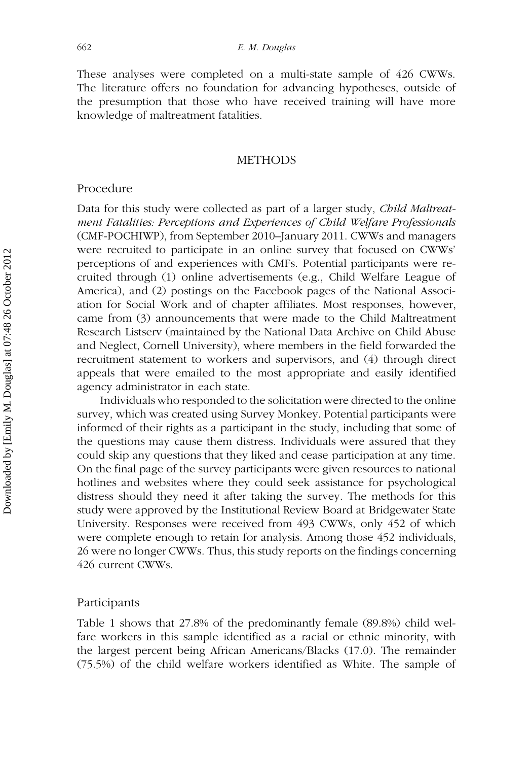These analyses were completed on a multi-state sample of 426 CWWs. The literature offers no foundation for advancing hypotheses, outside of the presumption that those who have received training will have more knowledge of maltreatment fatalities.

## METHODS

### Procedure

Data for this study were collected as part of a larger study, *Child Maltreatment Fatalities: Perceptions and Experiences of Child Welfare Professionals* (CMF-POCHIWP), from September 2010–January 2011. CWWs and managers were recruited to participate in an online survey that focused on CWWs' perceptions of and experiences with CMFs. Potential participants were recruited through (1) online advertisements (e.g., Child Welfare League of America), and (2) postings on the Facebook pages of the National Association for Social Work and of chapter affiliates. Most responses, however, came from (3) announcements that were made to the Child Maltreatment Research Listserv (maintained by the National Data Archive on Child Abuse and Neglect, Cornell University), where members in the field forwarded the recruitment statement to workers and supervisors, and (4) through direct appeals that were emailed to the most appropriate and easily identified agency administrator in each state.

Individuals who responded to the solicitation were directed to the online survey, which was created using Survey Monkey. Potential participants were informed of their rights as a participant in the study, including that some of the questions may cause them distress. Individuals were assured that they could skip any questions that they liked and cease participation at any time. On the final page of the survey participants were given resources to national hotlines and websites where they could seek assistance for psychological distress should they need it after taking the survey. The methods for this study were approved by the Institutional Review Board at Bridgewater State University. Responses were received from 493 CWWs, only 452 of which were complete enough to retain for analysis. Among those 452 individuals, 26 were no longer CWWs. Thus, this study reports on the findings concerning 426 current CWWs.

### Participants

Table 1 shows that 27.8% of the predominantly female (89.8%) child welfare workers in this sample identified as a racial or ethnic minority, with the largest percent being African Americans/Blacks (17.0). The remainder (75.5%) of the child welfare workers identified as White. The sample of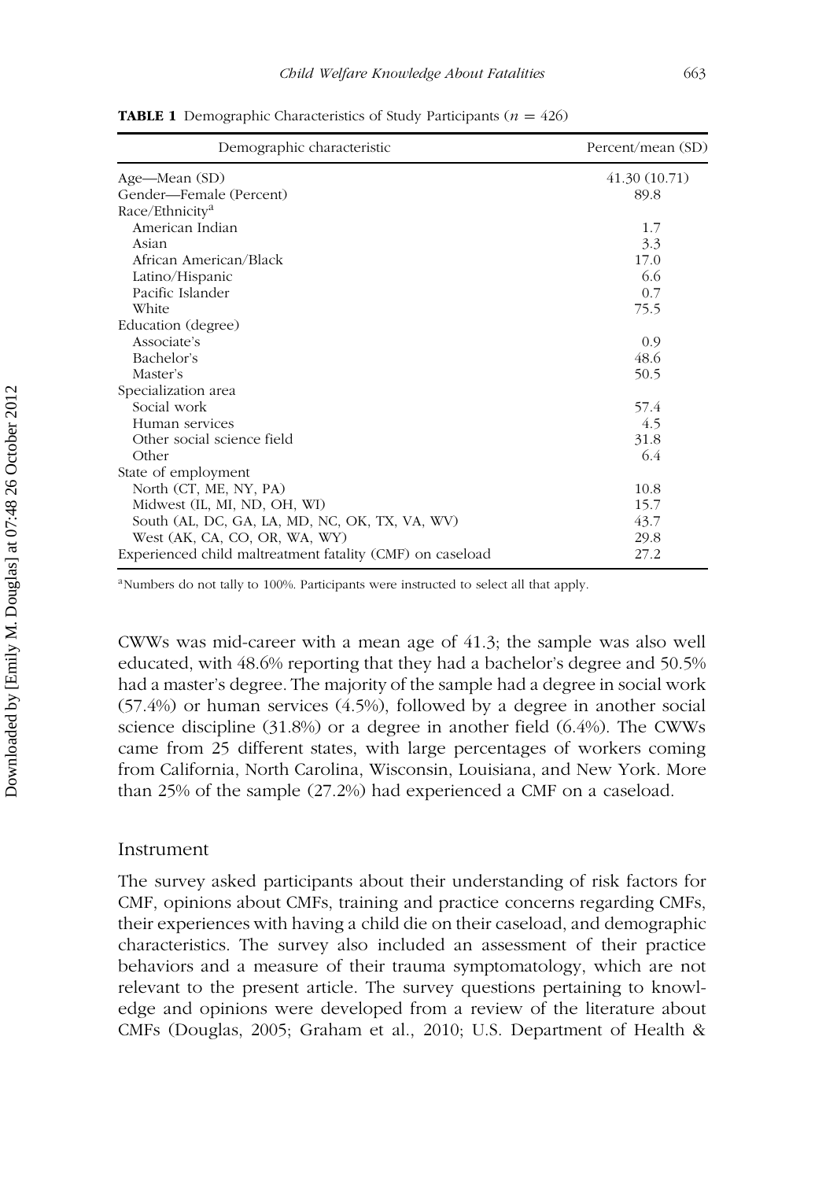**TABLE 1** Demographic Characteristics of Study Participants ($n$ = 426)

| Demographic characteristic | Percent/mean (SD) |
|---|---|
| Age—Mean (SD) | 41.30 (10.71) |
| Gender—Female (Percent) | 89.8 |
| Race/Ethnicity[a] | |
| American Indian | 1.7 |
| Asian | 3.3 |
| African American/Black | 17.0 |
| Latino/Hispanic | 6.6 |
| Pacific Islander | 0.7 |
| White | 75.5 |
| Education (degree) | |
| Associate's | 0.9 |
| Bachelor's | 48.6 |
| Master's | 50.5 |
| Specialization area | |
| Social work | 57.4 |
| Human services | 4.5 |
| Other social science field | 31.8 |
| Other | 6.4 |
| State of employment | |
| North (CT, ME, NY, PA) | 10.8 |
| Midwest (IL, MI, ND, OH, WI) | 15.7 |
| South (AL, DC, GA, LA, MD, NC, OK, TX, VA, WV) | 43.7 |
| West (AK, CA, CO, OR, WA, WY) | 29.8 |
| Experienced child maltreatment fatality (CMF) on caseload | 27.2 |

[a]Numbers do not tally to 100%. Participants were instructed to select all that apply.

CWWs was mid-career with a mean age of 41.3; the sample was also well educated, with 48.6% reporting that they had a bachelor's degree and 50.5% had a master's degree. The majority of the sample had a degree in social work (57.4%) or human services (4.5%), followed by a degree in another social science discipline (31.8%) or a degree in another field (6.4%). The CWWs came from 25 different states, with large percentages of workers coming from California, North Carolina, Wisconsin, Louisiana, and New York. More than 25% of the sample (27.2%) had experienced a CMF on a caseload.

## Instrument

The survey asked participants about their understanding of risk factors for CMF, opinions about CMFs, training and practice concerns regarding CMFs, their experiences with having a child die on their caseload, and demographic characteristics. The survey also included an assessment of their practice behaviors and a measure of their trauma symptomatology, which are not relevant to the present article. The survey questions pertaining to knowledge and opinions were developed from a review of the literature about CMFs (Douglas, 2005; Graham et al., 2010; U.S. Department of Health &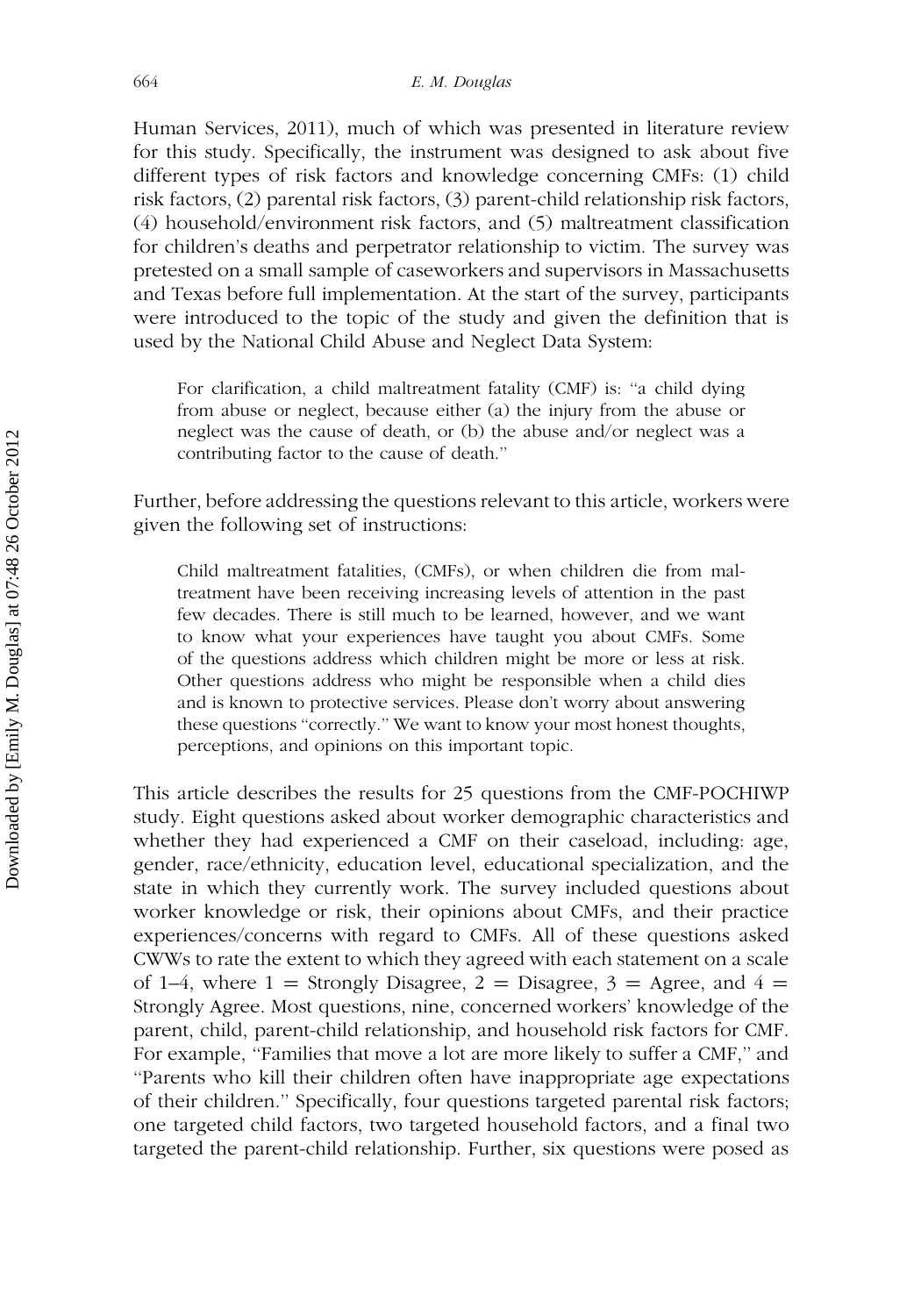Human Services, 2011), much of which was presented in literature review for this study. Specifically, the instrument was designed to ask about five different types of risk factors and knowledge concerning CMFs: (1) child risk factors, (2) parental risk factors, (3) parent-child relationship risk factors, (4) household/environment risk factors, and (5) maltreatment classification for children's deaths and perpetrator relationship to victim. The survey was pretested on a small sample of caseworkers and supervisors in Massachusetts and Texas before full implementation. At the start of the survey, participants were introduced to the topic of the study and given the definition that is used by the National Child Abuse and Neglect Data System:

> For clarification, a child maltreatment fatality (CMF) is: "a child dying from abuse or neglect, because either (a) the injury from the abuse or neglect was the cause of death, or (b) the abuse and/or neglect was a contributing factor to the cause of death."

Further, before addressing the questions relevant to this article, workers were given the following set of instructions:

> Child maltreatment fatalities, (CMFs), or when children die from maltreatment have been receiving increasing levels of attention in the past few decades. There is still much to be learned, however, and we want to know what your experiences have taught you about CMFs. Some of the questions address which children might be more or less at risk. Other questions address who might be responsible when a child dies and is known to protective services. Please don't worry about answering these questions "correctly." We want to know your most honest thoughts, perceptions, and opinions on this important topic.

This article describes the results for 25 questions from the CMF-POCHIWP study. Eight questions asked about worker demographic characteristics and whether they had experienced a CMF on their caseload, including: age, gender, race/ethnicity, education level, educational specialization, and the state in which they currently work. The survey included questions about worker knowledge or risk, their opinions about CMFs, and their practice experiences/concerns with regard to CMFs. All of these questions asked CWWs to rate the extent to which they agreed with each statement on a scale of 1–4, where 1 = Strongly Disagree, 2 = Disagree, 3 = Agree, and 4 = Strongly Agree. Most questions, nine, concerned workers' knowledge of the parent, child, parent-child relationship, and household risk factors for CMF. For example, "Families that move a lot are more likely to suffer a CMF," and "Parents who kill their children often have inappropriate age expectations of their children." Specifically, four questions targeted parental risk factors; one targeted child factors, two targeted household factors, and a final two targeted the parent-child relationship. Further, six questions were posed as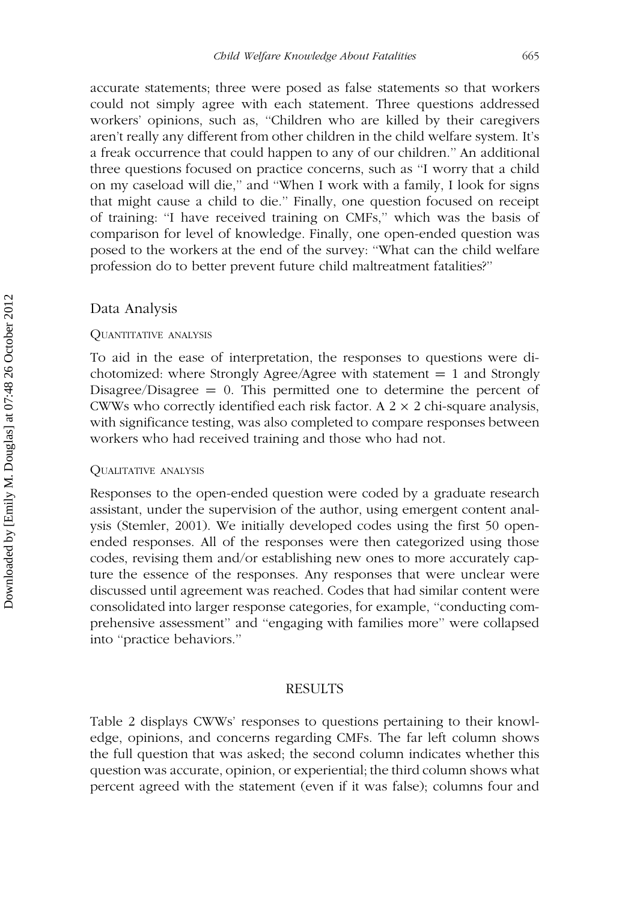accurate statements; three were posed as false statements so that workers could not simply agree with each statement. Three questions addressed workers' opinions, such as, "Children who are killed by their caregivers aren't really any different from other children in the child welfare system. It's a freak occurrence that could happen to any of our children." An additional three questions focused on practice concerns, such as "I worry that a child on my caseload will die," and "When I work with a family, I look for signs that might cause a child to die." Finally, one question focused on receipt of training: "I have received training on CMFs," which was the basis of comparison for level of knowledge. Finally, one open-ended question was posed to the workers at the end of the survey: "What can the child welfare profession do to better prevent future child maltreatment fatalities?"

## Data Analysis

### Quantitative analysis

To aid in the ease of interpretation, the responses to questions were dichotomized: where Strongly Agree/Agree with statement = 1 and Strongly Disagree/Disagree = 0. This permitted one to determine the percent of CWWs who correctly identified each risk factor. A $2 \times 2$ chi-square analysis, with significance testing, was also completed to compare responses between workers who had received training and those who had not.

### Qualitative analysis

Responses to the open-ended question were coded by a graduate research assistant, under the supervision of the author, using emergent content analysis (Stemler, 2001). We initially developed codes using the first 50 open-ended responses. All of the responses were then categorized using those codes, revising them and/or establishing new ones to more accurately capture the essence of the responses. Any responses that were unclear were discussed until agreement was reached. Codes that had similar content were consolidated into larger response categories, for example, "conducting comprehensive assessment" and "engaging with families more" were collapsed into "practice behaviors."

## RESULTS

Table 2 displays CWWs' responses to questions pertaining to their knowledge, opinions, and concerns regarding CMFs. The far left column shows the full question that was asked; the second column indicates whether this question was accurate, opinion, or experiential; the third column shows what percent agreed with the statement (even if it was false); columns four and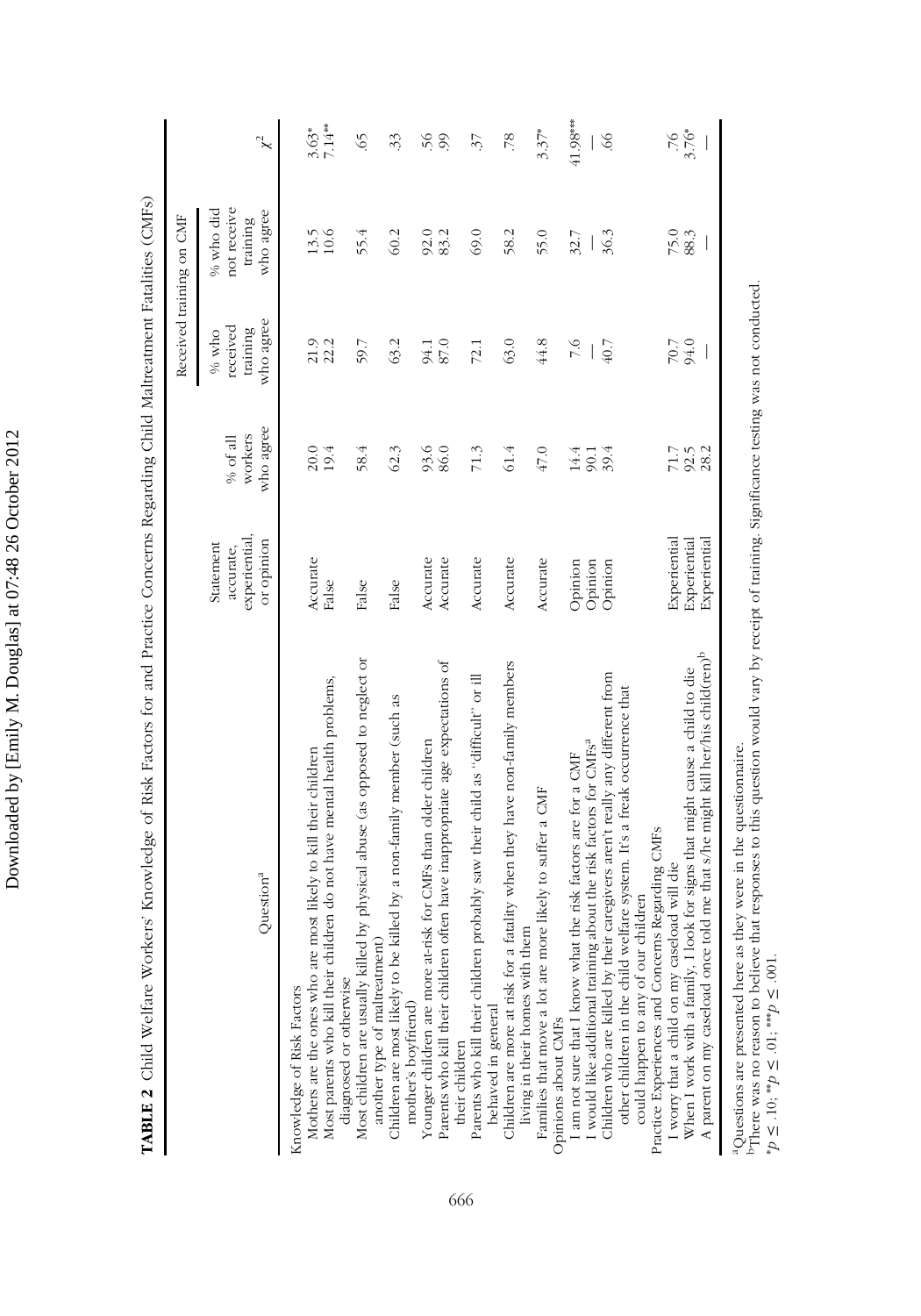**TABLE 2** Child Welfare Workers' Knowledge of Risk Factors for and Practice Concerns Regarding Child Maltreatment Fatalities (CMFs)

| Question[a] | Statement accurate, experiential, or opinion | % of all workers who agree | Received training on CMF: % who received training who agree | Received training on CMF: % who did not receive training who agree | $\chi^2$ |
|---|---|---|---|---|---|
| **Knowledge of Risk Factors** | | | | | |
| Mothers are the ones who are most likely to kill their children | Accurate | 20.0 | 21.9 | 13.5 | 3.63* |
| Most parents who kill their children do not have mental health problems, diagnosed or otherwise | False | 19.4 | 22.2 | 10.6 | 7.14** |
| Most children are usually killed by physical abuse (as opposed to neglect or another type of maltreatment) | False | 58.4 | 59.7 | 55.4 | .65 |
| Children are most likely to be killed by a non-family member (such as mother's boyfriend) | False | 62.3 | 63.2 | 60.2 | .33 |
| Younger children are more at-risk for CMFs than older children | Accurate | 93.6 | 94.1 | 92.0 | .56 |
| Parents who kill their children often have inappropriate age expectations of their children | Accurate | 86.0 | 87.0 | 83.2 | .99 |
| Parents who kill their children probably saw their child as "difficult" or ill behaved in general | Accurate | 71.3 | 72.1 | 69.0 | .37 |
| Children are more at risk for a fatality when they have non-family members living in their homes with them | Accurate | 61.4 | 63.0 | 58.2 | .78 |
| Families that move a lot are more likely to suffer a CMF | Accurate | 47.0 | 44.8 | 55.0 | 3.37* |
| **Opinions about CMFs** | | | | | |
| I am not sure that I know what the risk factors are for a CMF | Opinion | 14.4 | 7.6 | 32.7 | 41.98*** |
| I would like additional training about the risk factors for CMFs[a] | Opinion | 90.1 | — | — | — |
| Children who are killed by their caregivers aren't really any different from other children in the child welfare system. It's a freak occurrence that could happen to any of our children | Opinion | 39.4 | 40.7 | 36.3 | .66 |
| **Practice Experiences and Concerns Regarding CMFs** | | | | | |
| I worry that a child on my caseload will die | Experiential | 71.7 | 70.7 | 75.0 | .76 |
| When I work with a family, I look for signs that might cause a child to die | Experiential | 92.5 | 94.0 | 88.3 | 3.76* |
| A parent on my caseload once told me that s/he might kill her/his child(ren)[b] | Experiential | 28.2 | — | — | — |

[a]Questions are presented here as they were in the questionnaire.

[b]There was no reason to believe that responses to this question would vary by receipt of training. Significance testing was not conducted.

*$p \leq .10$; **$p \leq .01$; ***$p \leq .001$.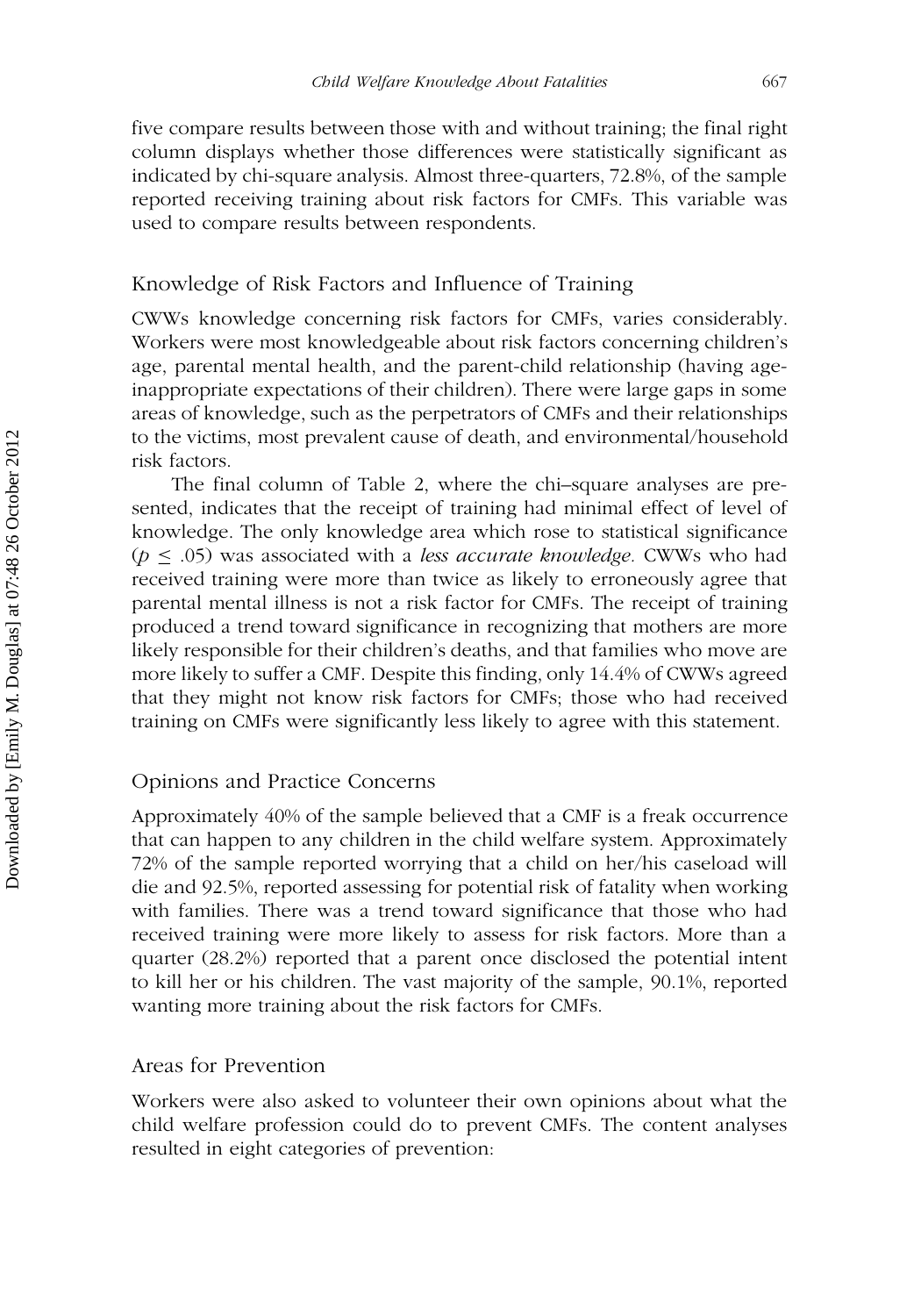five compare results between those with and without training; the final right column displays whether those differences were statistically significant as indicated by chi-square analysis. Almost three-quarters, 72.8%, of the sample reported receiving training about risk factors for CMFs. This variable was used to compare results between respondents.

## Knowledge of Risk Factors and Influence of Training

CWWs knowledge concerning risk factors for CMFs, varies considerably. Workers were most knowledgeable about risk factors concerning children's age, parental mental health, and the parent-child relationship (having age-inappropriate expectations of their children). There were large gaps in some areas of knowledge, such as the perpetrators of CMFs and their relationships to the victims, most prevalent cause of death, and environmental/household risk factors.

The final column of Table 2, where the chi–square analyses are presented, indicates that the receipt of training had minimal effect of level of knowledge. The only knowledge area which rose to statistical significance ($p \leq .05$) was associated with a *less accurate knowledge.* CWWs who had received training were more than twice as likely to erroneously agree that parental mental illness is not a risk factor for CMFs. The receipt of training produced a trend toward significance in recognizing that mothers are more likely responsible for their children's deaths, and that families who move are more likely to suffer a CMF. Despite this finding, only 14.4% of CWWs agreed that they might not know risk factors for CMFs; those who had received training on CMFs were significantly less likely to agree with this statement.

## Opinions and Practice Concerns

Approximately 40% of the sample believed that a CMF is a freak occurrence that can happen to any children in the child welfare system. Approximately 72% of the sample reported worrying that a child on her/his caseload will die and 92.5%, reported assessing for potential risk of fatality when working with families. There was a trend toward significance that those who had received training were more likely to assess for risk factors. More than a quarter (28.2%) reported that a parent once disclosed the potential intent to kill her or his children. The vast majority of the sample, 90.1%, reported wanting more training about the risk factors for CMFs.

## Areas for Prevention

Workers were also asked to volunteer their own opinions about what the child welfare profession could do to prevent CMFs. The content analyses resulted in eight categories of prevention: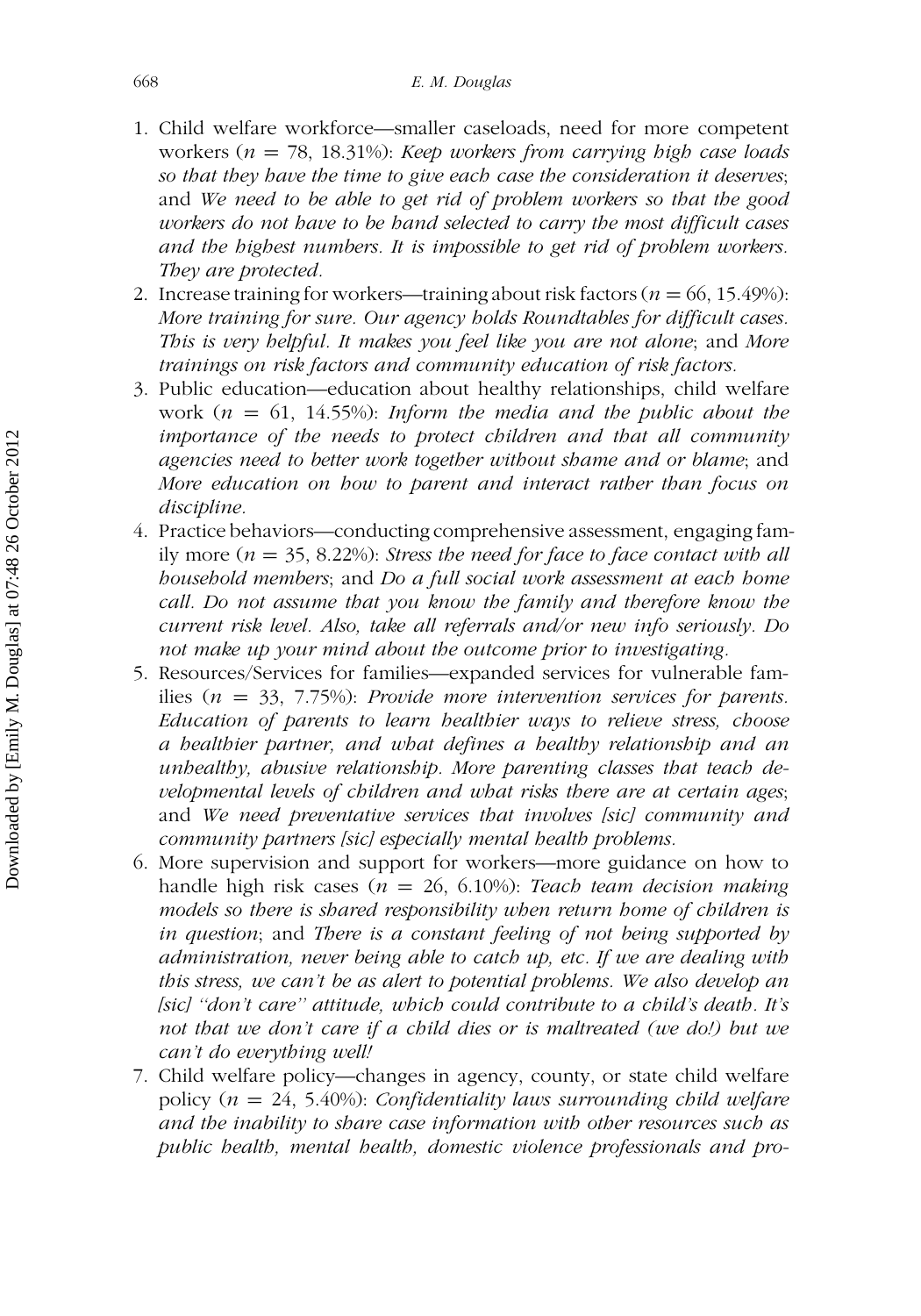1. Child welfare workforce—smaller caseloads, need for more competent workers ($n$ = 78, 18.31%): *Keep workers from carrying high case loads so that they have the time to give each case the consideration it deserves*; and *We need to be able to get rid of problem workers so that the good workers do not have to be hand selected to carry the most difficult cases and the highest numbers. It is impossible to get rid of problem workers. They are protected.*
2. Increase training for workers—training about risk factors ($n$ = 66, 15.49%): *More training for sure. Our agency holds Roundtables for difficult cases. This is very helpful. It makes you feel like you are not alone*; and *More trainings on risk factors and community education of risk factors.*
3. Public education—education about healthy relationships, child welfare work ($n$ = 61, 14.55%): *Inform the media and the public about the importance of the needs to protect children and that all community agencies need to better work together without shame and or blame*; and *More education on how to parent and interact rather than focus on discipline.*
4. Practice behaviors—conducting comprehensive assessment, engaging family more ($n$ = 35, 8.22%): *Stress the need for face to face contact with all household members*; and *Do a full social work assessment at each home call. Do not assume that you know the family and therefore know the current risk level. Also, take all referrals and/or new info seriously. Do not make up your mind about the outcome prior to investigating.*
5. Resources/Services for families—expanded services for vulnerable families ($n$ = 33, 7.75%): *Provide more intervention services for parents. Education of parents to learn healthier ways to relieve stress, choose a healthier partner, and what defines a healthy relationship and an unhealthy, abusive relationship. More parenting classes that teach developmental levels of children and what risks there are at certain ages*; and *We need preventative services that involves [sic] community and community partners [sic] especially mental health problems.*
6. More supervision and support for workers—more guidance on how to handle high risk cases ($n$ = 26, 6.10%): *Teach team decision making models so there is shared responsibility when return home of children is in question*; and *There is a constant feeling of not being supported by administration, never being able to catch up, etc. If we are dealing with this stress, we can't be as alert to potential problems. We also develop an [sic] "don't care" attitude, which could contribute to a child's death. It's not that we don't care if a child dies or is maltreated (we do!) but we can't do everything well!*
7. Child welfare policy—changes in agency, county, or state child welfare policy ($n$ = 24, 5.40%): *Confidentiality laws surrounding child welfare and the inability to share case information with other resources such as public health, mental health, domestic violence professionals and pro-*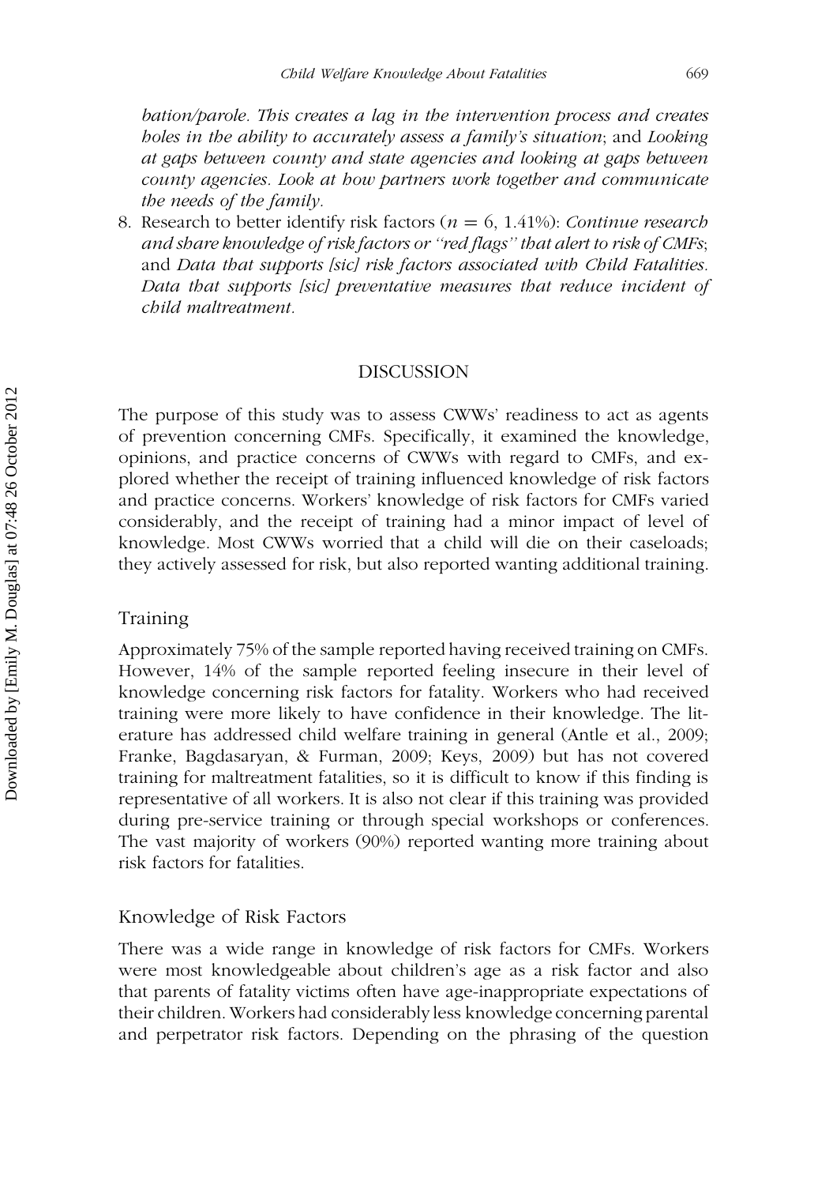*bation/parole. This creates a lag in the intervention process and creates holes in the ability to accurately assess a family's situation*; and *Looking at gaps between county and state agencies and looking at gaps between county agencies. Look at how partners work together and communicate the needs of the family.*

8. Research to better identify risk factors ($n = 6$, 1.41%): *Continue research and share knowledge of risk factors or "red flags" that alert to risk of CMFs*; and *Data that supports [sic] risk factors associated with Child Fatalities. Data that supports [sic] preventative measures that reduce incident of child maltreatment.*

## DISCUSSION

The purpose of this study was to assess CWWs' readiness to act as agents of prevention concerning CMFs. Specifically, it examined the knowledge, opinions, and practice concerns of CWWs with regard to CMFs, and explored whether the receipt of training influenced knowledge of risk factors and practice concerns. Workers' knowledge of risk factors for CMFs varied considerably, and the receipt of training had a minor impact of level of knowledge. Most CWWs worried that a child will die on their caseloads; they actively assessed for risk, but also reported wanting additional training.

### Training

Approximately 75% of the sample reported having received training on CMFs. However, 14% of the sample reported feeling insecure in their level of knowledge concerning risk factors for fatality. Workers who had received training were more likely to have confidence in their knowledge. The literature has addressed child welfare training in general (Antle et al., 2009; Franke, Bagdasaryan, & Furman, 2009; Keys, 2009) but has not covered training for maltreatment fatalities, so it is difficult to know if this finding is representative of all workers. It is also not clear if this training was provided during pre-service training or through special workshops or conferences. The vast majority of workers (90%) reported wanting more training about risk factors for fatalities.

### Knowledge of Risk Factors

There was a wide range in knowledge of risk factors for CMFs. Workers were most knowledgeable about children's age as a risk factor and also that parents of fatality victims often have age-inappropriate expectations of their children. Workers had considerably less knowledge concerning parental and perpetrator risk factors. Depending on the phrasing of the question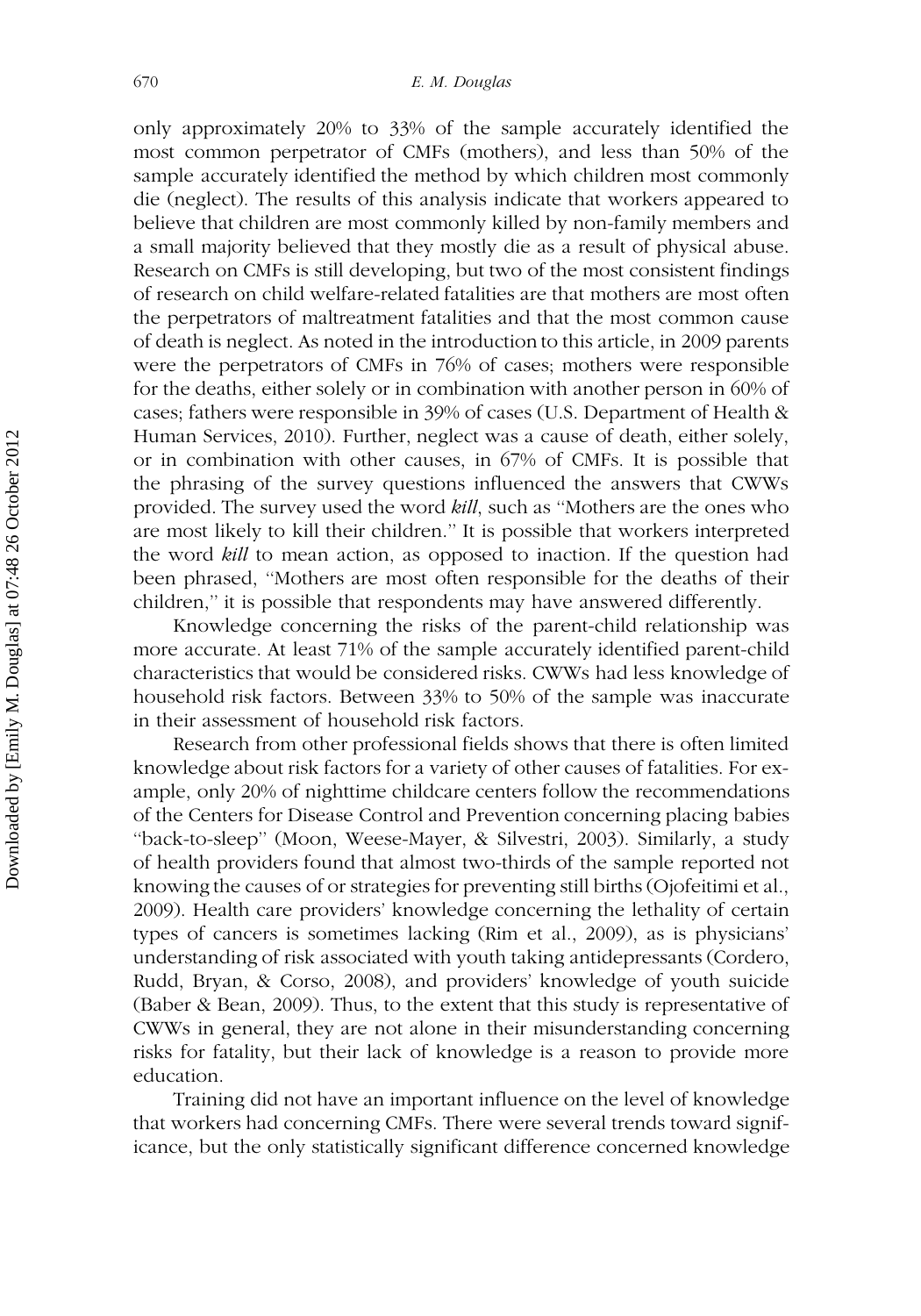only approximately 20% to 33% of the sample accurately identified the most common perpetrator of CMFs (mothers), and less than 50% of the sample accurately identified the method by which children most commonly die (neglect). The results of this analysis indicate that workers appeared to believe that children are most commonly killed by non-family members and a small majority believed that they mostly die as a result of physical abuse. Research on CMFs is still developing, but two of the most consistent findings of research on child welfare-related fatalities are that mothers are most often the perpetrators of maltreatment fatalities and that the most common cause of death is neglect. As noted in the introduction to this article, in 2009 parents were the perpetrators of CMFs in 76% of cases; mothers were responsible for the deaths, either solely or in combination with another person in 60% of cases; fathers were responsible in 39% of cases (U.S. Department of Health & Human Services, 2010). Further, neglect was a cause of death, either solely, or in combination with other causes, in 67% of CMFs. It is possible that the phrasing of the survey questions influenced the answers that CWWs provided. The survey used the word *kill*, such as "Mothers are the ones who are most likely to kill their children." It is possible that workers interpreted the word *kill* to mean action, as opposed to inaction. If the question had been phrased, "Mothers are most often responsible for the deaths of their children," it is possible that respondents may have answered differently.

Knowledge concerning the risks of the parent-child relationship was more accurate. At least 71% of the sample accurately identified parent-child characteristics that would be considered risks. CWWs had less knowledge of household risk factors. Between 33% to 50% of the sample was inaccurate in their assessment of household risk factors.

Research from other professional fields shows that there is often limited knowledge about risk factors for a variety of other causes of fatalities. For example, only 20% of nighttime childcare centers follow the recommendations of the Centers for Disease Control and Prevention concerning placing babies "back-to-sleep" (Moon, Weese-Mayer, & Silvestri, 2003). Similarly, a study of health providers found that almost two-thirds of the sample reported not knowing the causes of or strategies for preventing still births (Ojofeitimi et al., 2009). Health care providers' knowledge concerning the lethality of certain types of cancers is sometimes lacking (Rim et al., 2009), as is physicians' understanding of risk associated with youth taking antidepressants (Cordero, Rudd, Bryan, & Corso, 2008), and providers' knowledge of youth suicide (Baber & Bean, 2009). Thus, to the extent that this study is representative of CWWs in general, they are not alone in their misunderstanding concerning risks for fatality, but their lack of knowledge is a reason to provide more education.

Training did not have an important influence on the level of knowledge that workers had concerning CMFs. There were several trends toward significance, but the only statistically significant difference concerned knowledge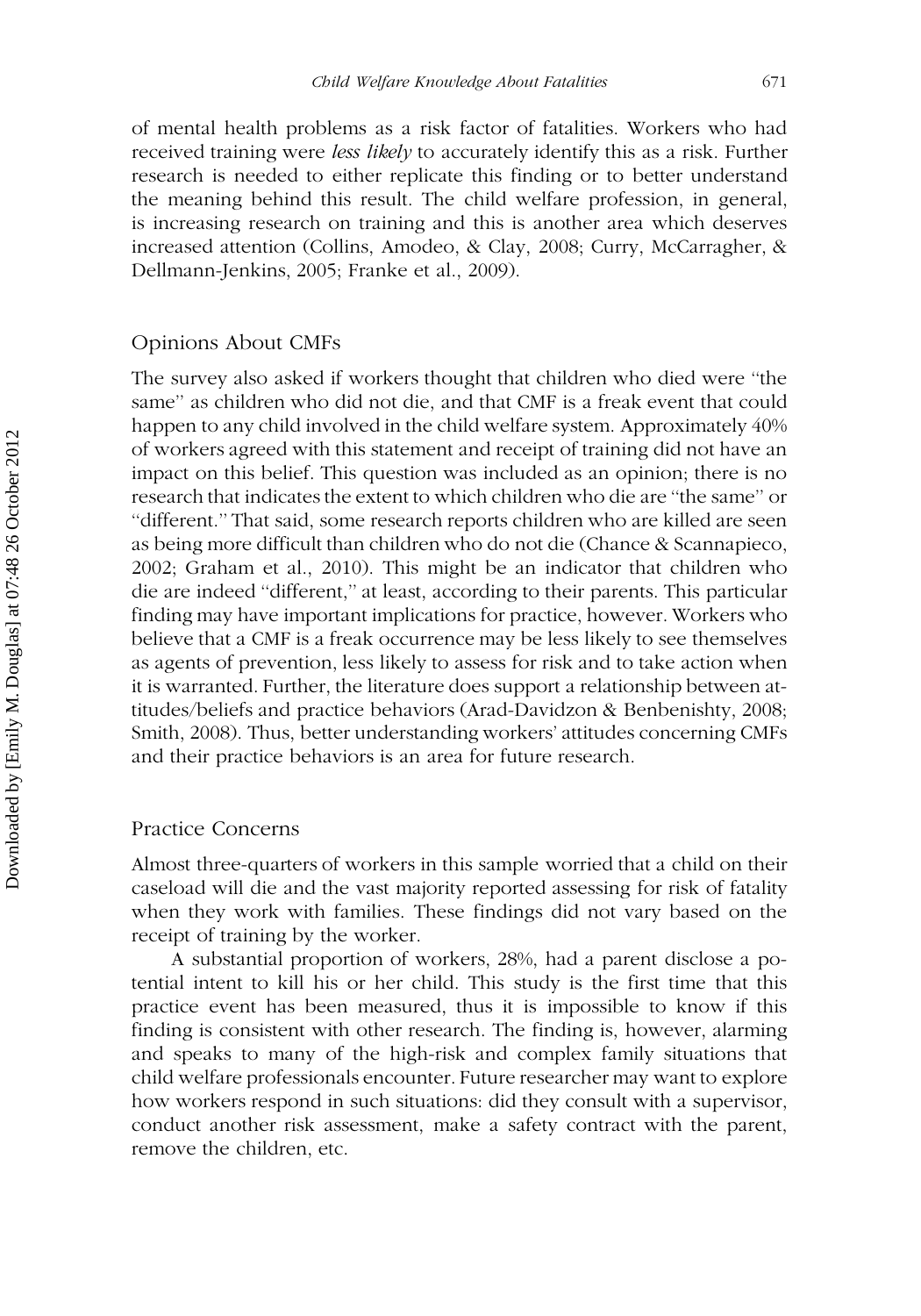of mental health problems as a risk factor of fatalities. Workers who had received training were *less likely* to accurately identify this as a risk. Further research is needed to either replicate this finding or to better understand the meaning behind this result. The child welfare profession, in general, is increasing research on training and this is another area which deserves increased attention (Collins, Amodeo, & Clay, 2008; Curry, McCarragher, & Dellmann-Jenkins, 2005; Franke et al., 2009).

## Opinions About CMFs

The survey also asked if workers thought that children who died were "the same" as children who did not die, and that CMF is a freak event that could happen to any child involved in the child welfare system. Approximately 40% of workers agreed with this statement and receipt of training did not have an impact on this belief. This question was included as an opinion; there is no research that indicates the extent to which children who die are "the same" or "different." That said, some research reports children who are killed are seen as being more difficult than children who do not die (Chance & Scannapieco, 2002; Graham et al., 2010). This might be an indicator that children who die are indeed "different," at least, according to their parents. This particular finding may have important implications for practice, however. Workers who believe that a CMF is a freak occurrence may be less likely to see themselves as agents of prevention, less likely to assess for risk and to take action when it is warranted. Further, the literature does support a relationship between attitudes/beliefs and practice behaviors (Arad-Davidzon & Benbenishty, 2008; Smith, 2008). Thus, better understanding workers' attitudes concerning CMFs and their practice behaviors is an area for future research.

## Practice Concerns

Almost three-quarters of workers in this sample worried that a child on their caseload will die and the vast majority reported assessing for risk of fatality when they work with families. These findings did not vary based on the receipt of training by the worker.

A substantial proportion of workers, 28%, had a parent disclose a potential intent to kill his or her child. This study is the first time that this practice event has been measured, thus it is impossible to know if this finding is consistent with other research. The finding is, however, alarming and speaks to many of the high-risk and complex family situations that child welfare professionals encounter. Future researcher may want to explore how workers respond in such situations: did they consult with a supervisor, conduct another risk assessment, make a safety contract with the parent, remove the children, etc.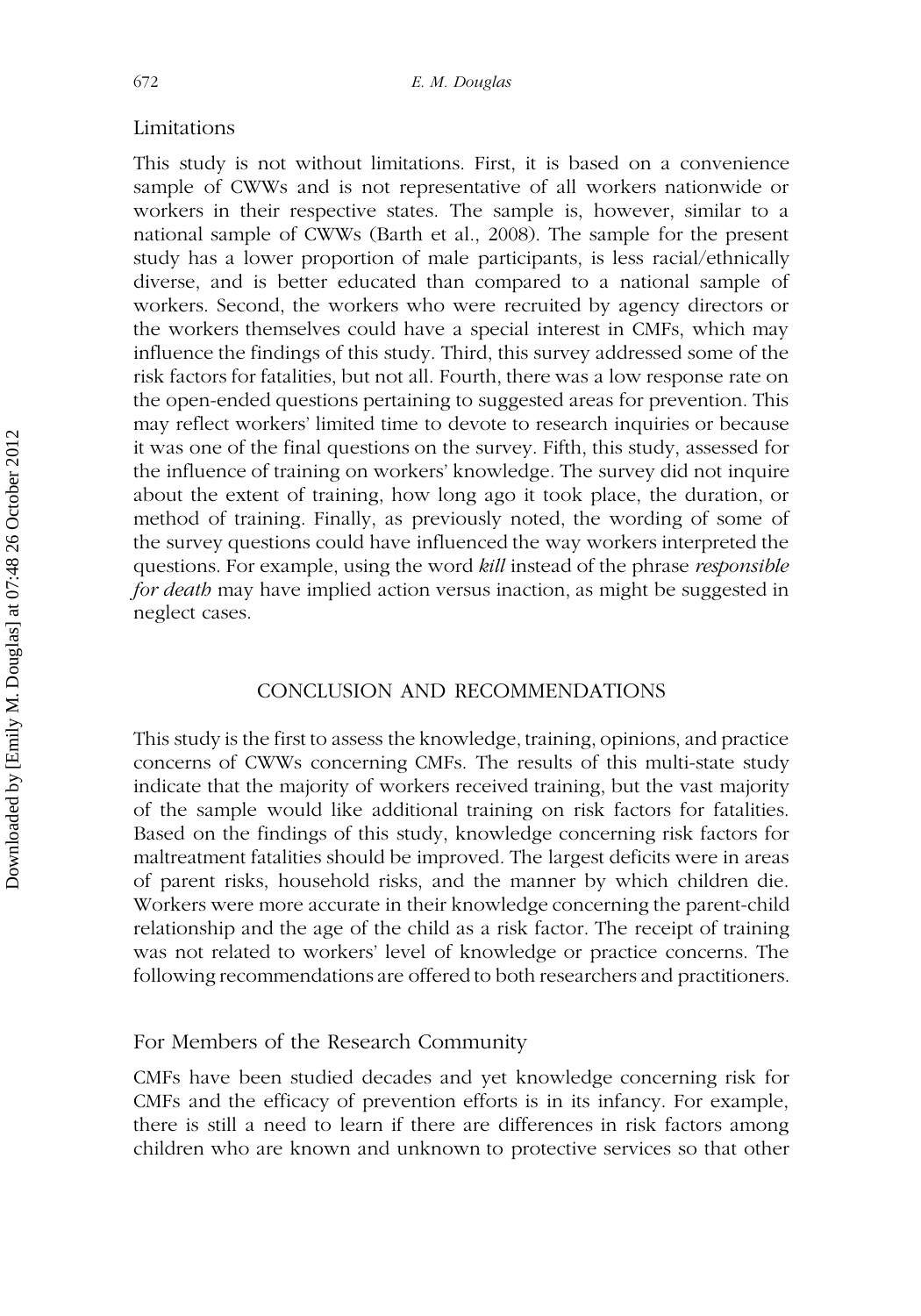### Limitations

This study is not without limitations. First, it is based on a convenience sample of CWWs and is not representative of all workers nationwide or workers in their respective states. The sample is, however, similar to a national sample of CWWs (Barth et al., 2008). The sample for the present study has a lower proportion of male participants, is less racial/ethnically diverse, and is better educated than compared to a national sample of workers. Second, the workers who were recruited by agency directors or the workers themselves could have a special interest in CMFs, which may influence the findings of this study. Third, this survey addressed some of the risk factors for fatalities, but not all. Fourth, there was a low response rate on the open-ended questions pertaining to suggested areas for prevention. This may reflect workers' limited time to devote to research inquiries or because it was one of the final questions on the survey. Fifth, this study, assessed for the influence of training on workers' knowledge. The survey did not inquire about the extent of training, how long ago it took place, the duration, or method of training. Finally, as previously noted, the wording of some of the survey questions could have influenced the way workers interpreted the questions. For example, using the word *kill* instead of the phrase *responsible for death* may have implied action versus inaction, as might be suggested in neglect cases.

## CONCLUSION AND RECOMMENDATIONS

This study is the first to assess the knowledge, training, opinions, and practice concerns of CWWs concerning CMFs. The results of this multi-state study indicate that the majority of workers received training, but the vast majority of the sample would like additional training on risk factors for fatalities. Based on the findings of this study, knowledge concerning risk factors for maltreatment fatalities should be improved. The largest deficits were in areas of parent risks, household risks, and the manner by which children die. Workers were more accurate in their knowledge concerning the parent-child relationship and the age of the child as a risk factor. The receipt of training was not related to workers' level of knowledge or practice concerns. The following recommendations are offered to both researchers and practitioners.

### For Members of the Research Community

CMFs have been studied decades and yet knowledge concerning risk for CMFs and the efficacy of prevention efforts is in its infancy. For example, there is still a need to learn if there are differences in risk factors among children who are known and unknown to protective services so that other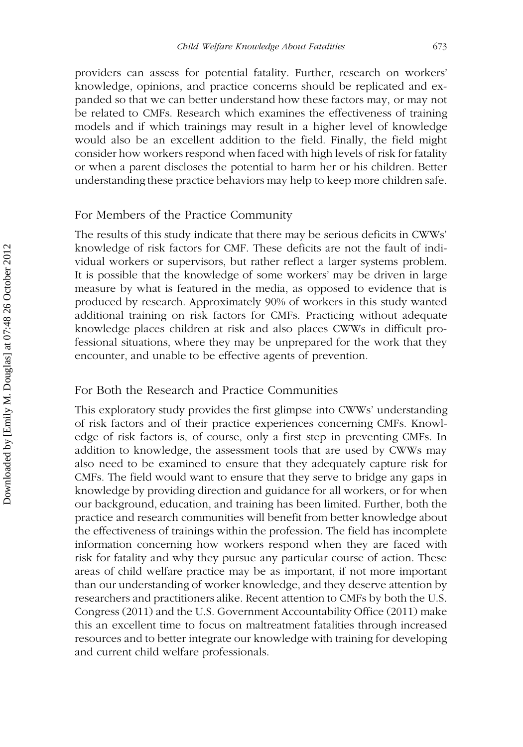providers can assess for potential fatality. Further, research on workers' knowledge, opinions, and practice concerns should be replicated and expanded so that we can better understand how these factors may, or may not be related to CMFs. Research which examines the effectiveness of training models and if which trainings may result in a higher level of knowledge would also be an excellent addition to the field. Finally, the field might consider how workers respond when faced with high levels of risk for fatality or when a parent discloses the potential to harm her or his children. Better understanding these practice behaviors may help to keep more children safe.

## For Members of the Practice Community

The results of this study indicate that there may be serious deficits in CWWs' knowledge of risk factors for CMF. These deficits are not the fault of individual workers or supervisors, but rather reflect a larger systems problem. It is possible that the knowledge of some workers' may be driven in large measure by what is featured in the media, as opposed to evidence that is produced by research. Approximately 90% of workers in this study wanted additional training on risk factors for CMFs. Practicing without adequate knowledge places children at risk and also places CWWs in difficult professional situations, where they may be unprepared for the work that they encounter, and unable to be effective agents of prevention.

## For Both the Research and Practice Communities

This exploratory study provides the first glimpse into CWWs' understanding of risk factors and of their practice experiences concerning CMFs. Knowledge of risk factors is, of course, only a first step in preventing CMFs. In addition to knowledge, the assessment tools that are used by CWWs may also need to be examined to ensure that they adequately capture risk for CMFs. The field would want to ensure that they serve to bridge any gaps in knowledge by providing direction and guidance for all workers, or for when our background, education, and training has been limited. Further, both the practice and research communities will benefit from better knowledge about the effectiveness of trainings within the profession. The field has incomplete information concerning how workers respond when they are faced with risk for fatality and why they pursue any particular course of action. These areas of child welfare practice may be as important, if not more important than our understanding of worker knowledge, and they deserve attention by researchers and practitioners alike. Recent attention to CMFs by both the U.S. Congress (2011) and the U.S. Government Accountability Office (2011) make this an excellent time to focus on maltreatment fatalities through increased resources and to better integrate our knowledge with training for developing and current child welfare professionals.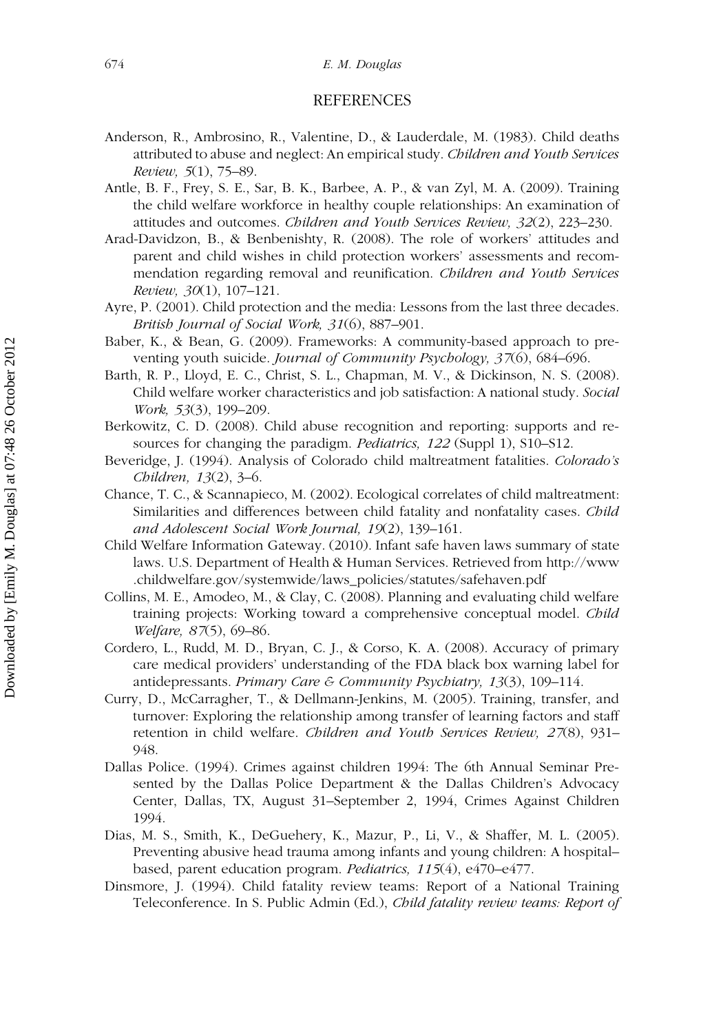## REFERENCES

Anderson, R., Ambrosino, R., Valentine, D., & Lauderdale, M. (1983). Child deaths attributed to abuse and neglect: An empirical study. *Children and Youth Services Review, 5*(1), 75–89.

Antle, B. F., Frey, S. E., Sar, B. K., Barbee, A. P., & van Zyl, M. A. (2009). Training the child welfare workforce in healthy couple relationships: An examination of attitudes and outcomes. *Children and Youth Services Review, 32*(2), 223–230.

Arad-Davidzon, B., & Benbenishty, R. (2008). The role of workers' attitudes and parent and child wishes in child protection workers' assessments and recommendation regarding removal and reunification. *Children and Youth Services Review, 30*(1), 107–121.

Ayre, P. (2001). Child protection and the media: Lessons from the last three decades. *British Journal of Social Work, 31*(6), 887–901.

Baber, K., & Bean, G. (2009). Frameworks: A community-based approach to preventing youth suicide. *Journal of Community Psychology, 37*(6), 684–696.

Barth, R. P., Lloyd, E. C., Christ, S. L., Chapman, M. V., & Dickinson, N. S. (2008). Child welfare worker characteristics and job satisfaction: A national study. *Social Work, 53*(3), 199–209.

Berkowitz, C. D. (2008). Child abuse recognition and reporting: supports and resources for changing the paradigm. *Pediatrics, 122* (Suppl 1), S10–S12.

Beveridge, J. (1994). Analysis of Colorado child maltreatment fatalities. *Colorado's Children, 13*(2), 3–6.

Chance, T. C., & Scannapieco, M. (2002). Ecological correlates of child maltreatment: Similarities and differences between child fatality and nonfatality cases. *Child and Adolescent Social Work Journal, 19*(2), 139–161.

Child Welfare Information Gateway. (2010). Infant safe haven laws summary of state laws. U.S. Department of Health & Human Services. Retrieved from http://www.childwelfare.gov/systemwide/laws_policies/statutes/safehaven.pdf

Collins, M. E., Amodeo, M., & Clay, C. (2008). Planning and evaluating child welfare training projects: Working toward a comprehensive conceptual model. *Child Welfare, 87*(5), 69–86.

Cordero, L., Rudd, M. D., Bryan, C. J., & Corso, K. A. (2008). Accuracy of primary care medical providers' understanding of the FDA black box warning label for antidepressants. *Primary Care & Community Psychiatry, 13*(3), 109–114.

Curry, D., McCarragher, T., & Dellmann-Jenkins, M. (2005). Training, transfer, and turnover: Exploring the relationship among transfer of learning factors and staff retention in child welfare. *Children and Youth Services Review, 27*(8), 931–948.

Dallas Police. (1994). Crimes against children 1994: The 6th Annual Seminar Presented by the Dallas Police Department & the Dallas Children's Advocacy Center, Dallas, TX, August 31–September 2, 1994, Crimes Against Children 1994.

Dias, M. S., Smith, K., DeGuehery, K., Mazur, P., Li, V., & Shaffer, M. L. (2005). Preventing abusive head trauma among infants and young children: A hospital–based, parent education program. *Pediatrics, 115*(4), e470–e477.

Dinsmore, J. (1994). Child fatality review teams: Report of a National Training Teleconference. In S. Public Admin (Ed.), *Child fatality review teams: Report of*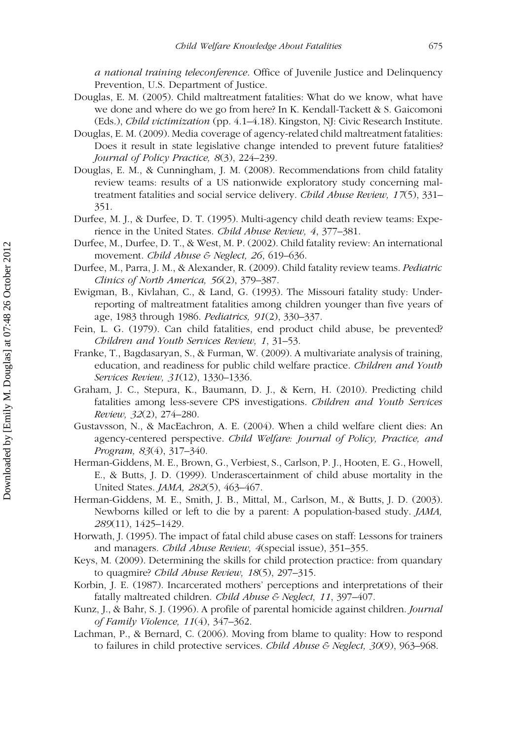*a national training teleconference*. Office of Juvenile Justice and Delinquency Prevention, U.S. Department of Justice.

Douglas, E. M. (2005). Child maltreatment fatalities: What do we know, what have we done and where do we go from here? In K. Kendall-Tackett & S. Gaicomoni (Eds.), *Child victimization* (pp. 4.1–4.18). Kingston, NJ: Civic Research Institute.

Douglas, E. M. (2009). Media coverage of agency-related child maltreatment fatalities: Does it result in state legislative change intended to prevent future fatalities? *Journal of Policy Practice, 8*(3), 224–239.

Douglas, E. M., & Cunningham, J. M. (2008). Recommendations from child fatality review teams: results of a US nationwide exploratory study concerning maltreatment fatalities and social service delivery. *Child Abuse Review, 17*(5), 331–351.

Durfee, M. J., & Durfee, D. T. (1995). Multi-agency child death review teams: Experience in the United States. *Child Abuse Review, 4*, 377–381.

Durfee, M., Durfee, D. T., & West, M. P. (2002). Child fatality review: An international movement. *Child Abuse & Neglect, 26*, 619–636.

Durfee, M., Parra, J. M., & Alexander, R. (2009). Child fatality review teams. *Pediatric Clinics of North America, 56*(2), 379–387.

Ewigman, B., Kivlahan, C., & Land, G. (1993). The Missouri fatality study: Underreporting of maltreatment fatalities among children younger than five years of age, 1983 through 1986. *Pediatrics, 91*(2), 330–337.

Fein, L. G. (1979). Can child fatalities, end product child abuse, be prevented? *Children and Youth Services Review, 1*, 31–53.

Franke, T., Bagdasaryan, S., & Furman, W. (2009). A multivariate analysis of training, education, and readiness for public child welfare practice. *Children and Youth Services Review, 31*(12), 1330–1336.

Graham, J. C., Stepura, K., Baumann, D. J., & Kern, H. (2010). Predicting child fatalities among less-severe CPS investigations. *Children and Youth Services Review, 32*(2), 274–280.

Gustavsson, N., & MacEachron, A. E. (2004). When a child welfare client dies: An agency-centered perspective. *Child Welfare: Journal of Policy, Practice, and Program, 83*(4), 317–340.

Herman-Giddens, M. E., Brown, G., Verbiest, S., Carlson, P. J., Hooten, E. G., Howell, E., & Butts, J. D. (1999). Underascertainment of child abuse mortality in the United States. *JAMA, 282*(5), 463–467.

Herman-Giddens, M. E., Smith, J. B., Mittal, M., Carlson, M., & Butts, J. D. (2003). Newborns killed or left to die by a parent: A population-based study. *JAMA, 289*(11), 1425–1429.

Horwath, J. (1995). The impact of fatal child abuse cases on staff: Lessons for trainers and managers. *Child Abuse Review, 4*(special issue), 351–355.

Keys, M. (2009). Determining the skills for child protection practice: from quandary to quagmire? *Child Abuse Review, 18*(5), 297–315.

Korbin, J. E. (1987). Incarcerated mothers' perceptions and interpretations of their fatally maltreated children. *Child Abuse & Neglect, 11*, 397–407.

Kunz, J., & Bahr, S. J. (1996). A profile of parental homicide against children. *Journal of Family Violence, 11*(4), 347–362.

Lachman, P., & Bernard, C. (2006). Moving from blame to quality: How to respond to failures in child protective services. *Child Abuse & Neglect, 30*(9), 963–968.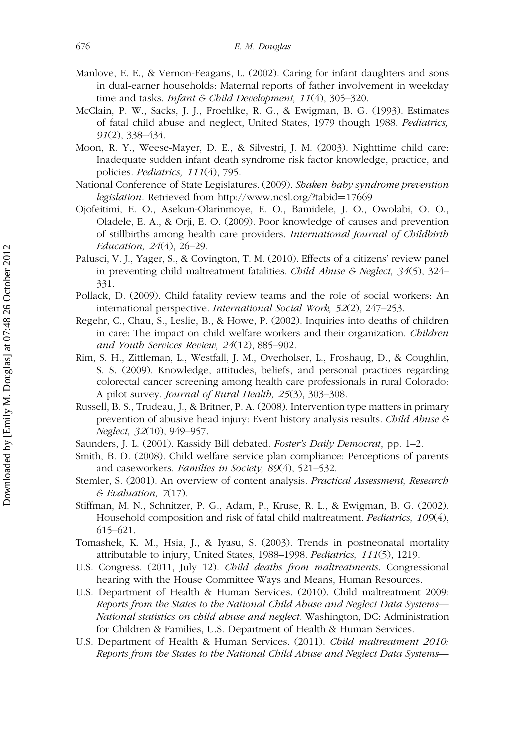Manlove, E. E., & Vernon-Feagans, L. (2002). Caring for infant daughters and sons in dual-earner households: Maternal reports of father involvement in weekday time and tasks. *Infant & Child Development, 11*(4), 305–320.

McClain, P. W., Sacks, J. J., Froehlke, R. G., & Ewigman, B. G. (1993). Estimates of fatal child abuse and neglect, United States, 1979 though 1988. *Pediatrics, 91*(2), 338–434.

Moon, R. Y., Weese-Mayer, D. E., & Silvestri, J. M. (2003). Nighttime child care: Inadequate sudden infant death syndrome risk factor knowledge, practice, and policies. *Pediatrics, 111*(4), 795.

National Conference of State Legislatures. (2009). *Shaken baby syndrome prevention legislation*. Retrieved from http://www.ncsl.org/?tabid=17669

Ojofeitimi, E. O., Asekun-Olarinmoye, E. O., Bamidele, J. O., Owolabi, O. O., Oladele, E. A., & Orji, E. O. (2009). Poor knowledge of causes and prevention of stillbirths among health care providers. *International Journal of Childbirth Education, 24*(4), 26–29.

Palusci, V. J., Yager, S., & Covington, T. M. (2010). Effects of a citizens' review panel in preventing child maltreatment fatalities. *Child Abuse & Neglect, 34*(5), 324–331.

Pollack, D. (2009). Child fatality review teams and the role of social workers: An international perspective. *International Social Work, 52*(2), 247–253.

Regehr, C., Chau, S., Leslie, B., & Howe, P. (2002). Inquiries into deaths of children in care: The impact on child welfare workers and their organization. *Children and Youth Services Review, 24*(12), 885–902.

Rim, S. H., Zittleman, L., Westfall, J. M., Overholser, L., Froshaug, D., & Coughlin, S. S. (2009). Knowledge, attitudes, beliefs, and personal practices regarding colorectal cancer screening among health care professionals in rural Colorado: A pilot survey. *Journal of Rural Health, 25*(3), 303–308.

Russell, B. S., Trudeau, J., & Britner, P. A. (2008). Intervention type matters in primary prevention of abusive head injury: Event history analysis results. *Child Abuse & Neglect, 32*(10), 949–957.

Saunders, J. L. (2001). Kassidy Bill debated. *Foster's Daily Democrat*, pp. 1–2.

Smith, B. D. (2008). Child welfare service plan compliance: Perceptions of parents and caseworkers. *Families in Society, 89*(4), 521–532.

Stemler, S. (2001). An overview of content analysis. *Practical Assessment, Research & Evaluation, 7*(17).

Stiffman, M. N., Schnitzer, P. G., Adam, P., Kruse, R. L., & Ewigman, B. G. (2002). Household composition and risk of fatal child maltreatment. *Pediatrics, 109*(4), 615–621.

Tomashek, K. M., Hsia, J., & Iyasu, S. (2003). Trends in postneonatal mortality attributable to injury, United States, 1988–1998. *Pediatrics, 111*(5), 1219.

U.S. Congress. (2011, July 12). *Child deaths from maltreatments*. Congressional hearing with the House Committee Ways and Means, Human Resources.

U.S. Department of Health & Human Services. (2010). Child maltreatment 2009: *Reports from the States to the National Child Abuse and Neglect Data Systems—National statistics on child abuse and neglect*. Washington, DC: Administration for Children & Families, U.S. Department of Health & Human Services.

U.S. Department of Health & Human Services. (2011). *Child maltreatment 2010: Reports from the States to the National Child Abuse and Neglect Data Systems—*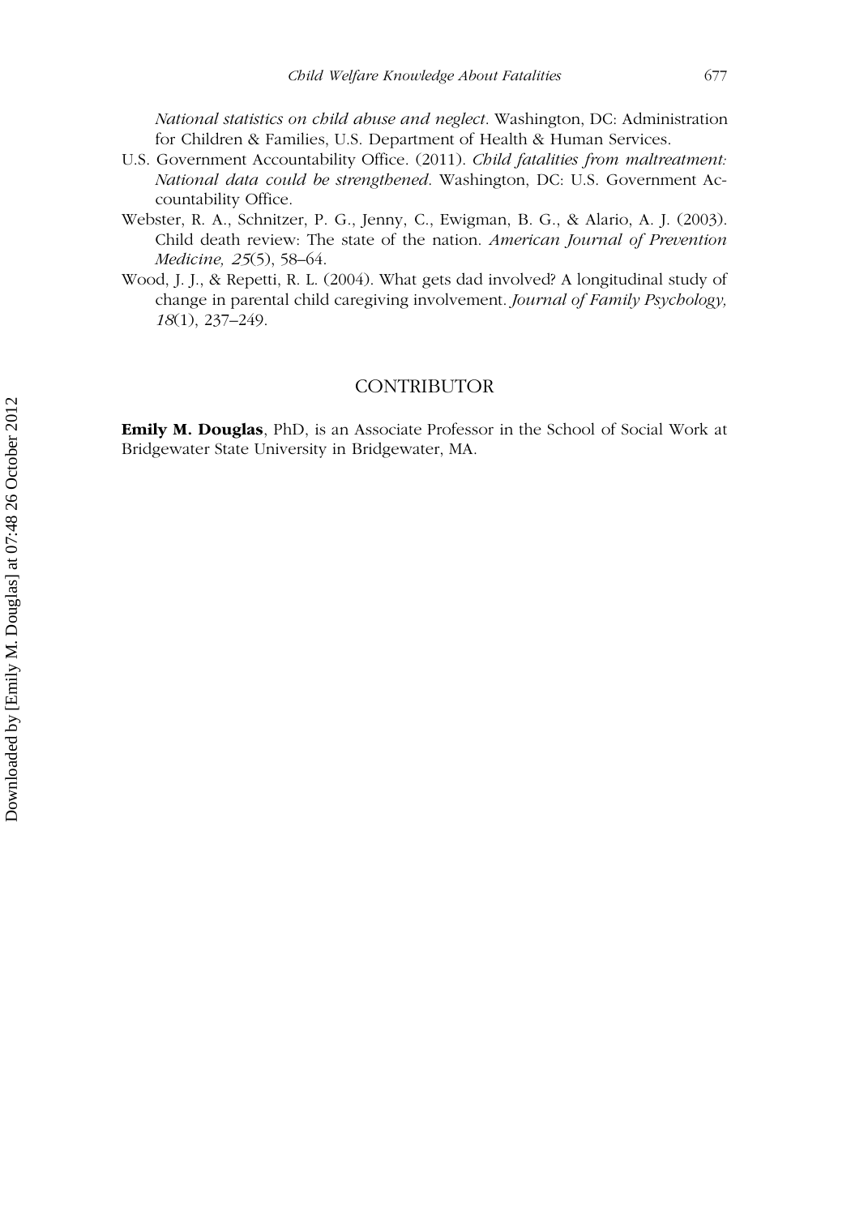*National statistics on child abuse and neglect*. Washington, DC: Administration for Children & Families, U.S. Department of Health & Human Services.

U.S. Government Accountability Office. (2011). *Child fatalities from maltreatment: National data could be strengthened*. Washington, DC: U.S. Government Accountability Office.

Webster, R. A., Schnitzer, P. G., Jenny, C., Ewigman, B. G., & Alario, A. J. (2003). Child death review: The state of the nation. *American Journal of Prevention Medicine, 25*(5), 58–64.

Wood, J. J., & Repetti, R. L. (2004). What gets dad involved? A longitudinal study of change in parental child caregiving involvement. *Journal of Family Psychology, 18*(1), 237–249.

## CONTRIBUTOR

**Emily M. Douglas**, PhD, is an Associate Professor in the School of Social Work at Bridgewater State University in Bridgewater, MA.